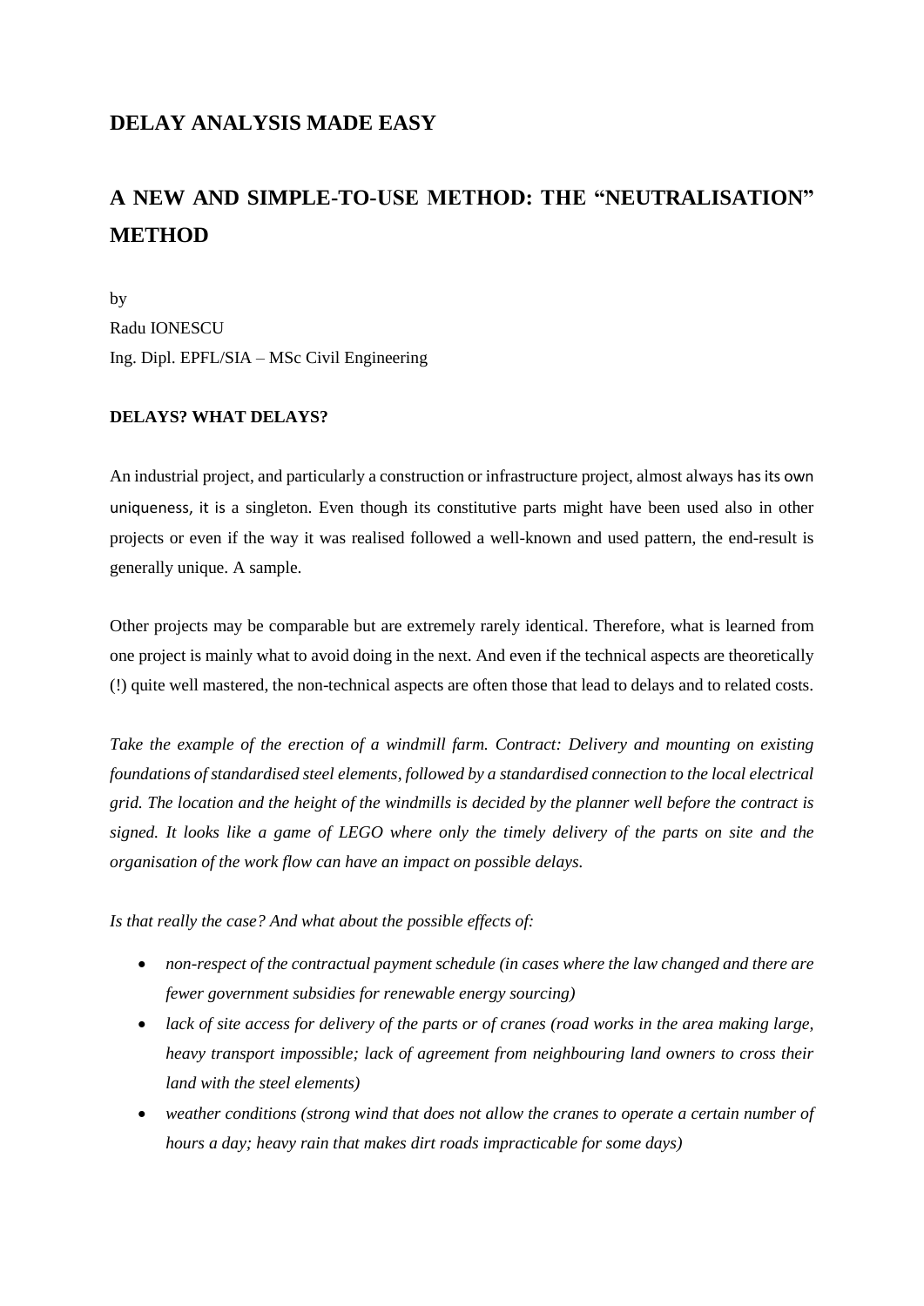## DELAY ANALYSIS MADE EASY

# A NEW AND SIMPLE-TO-USE METHOD: THE "NEUTRALISATION" METHOD

by
Radu IONESCU
Ing. Dipl. EPFL/SIA – MSc Civil Engineering

### DELAYS? WHAT DELAYS?

An industrial project, and particularly a construction or infrastructure project, almost always has its own uniqueness, it is a singleton. Even though its constitutive parts might have been used also in other projects or even if the way it was realised followed a well-known and used pattern, the end-result is generally unique. A sample.

Other projects may be comparable but are extremely rarely identical. Therefore, what is learned from one project is mainly what to avoid doing in the next. And even if the technical aspects are theoretically (!) quite well mastered, the non-technical aspects are often those that lead to delays and to related costs.

*Take the example of the erection of a windmill farm. Contract: Delivery and mounting on existing foundations of standardised steel elements, followed by a standardised connection to the local electrical grid. The location and the height of the windmills is decided by the planner well before the contract is signed. It looks like a game of LEGO where only the timely delivery of the parts on site and the organisation of the work flow can have an impact on possible delays.*

*Is that really the case? And what about the possible effects of:*

- *non-respect of the contractual payment schedule (in cases where the law changed and there are fewer government subsidies for renewable energy sourcing)*
- *lack of site access for delivery of the parts or of cranes (road works in the area making large, heavy transport impossible; lack of agreement from neighbouring land owners to cross their land with the steel elements)*
- *weather conditions (strong wind that does not allow the cranes to operate a certain number of hours a day; heavy rain that makes dirt roads impracticable for some days)*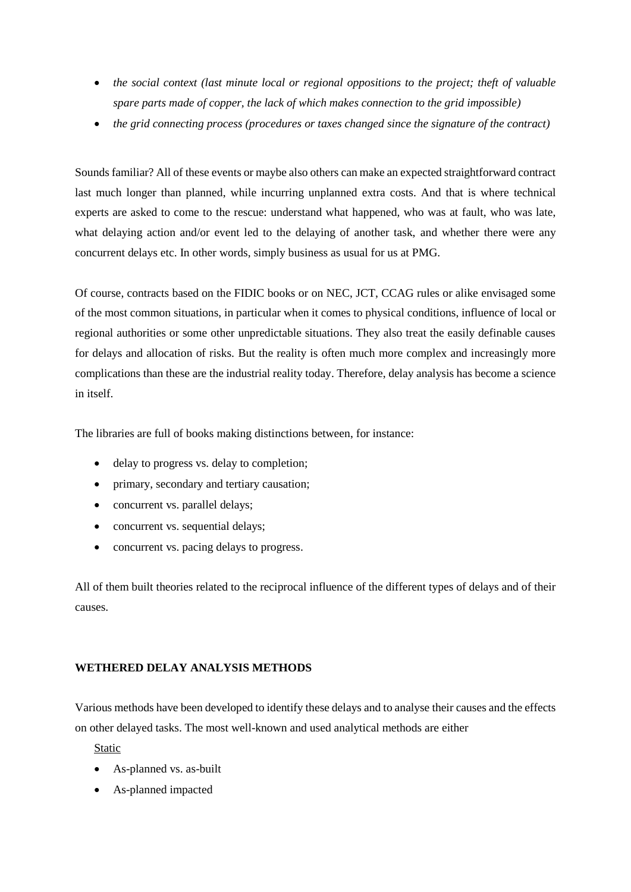- *the social context (last minute local or regional oppositions to the project; theft of valuable spare parts made of copper, the lack of which makes connection to the grid impossible)*
- *the grid connecting process (procedures or taxes changed since the signature of the contract)*

Sounds familiar? All of these events or maybe also others can make an expected straightforward contract last much longer than planned, while incurring unplanned extra costs. And that is where technical experts are asked to come to the rescue: understand what happened, who was at fault, who was late, what delaying action and/or event led to the delaying of another task, and whether there were any concurrent delays etc. In other words, simply business as usual for us at PMG.

Of course, contracts based on the FIDIC books or on NEC, JCT, CCAG rules or alike envisaged some of the most common situations, in particular when it comes to physical conditions, influence of local or regional authorities or some other unpredictable situations. They also treat the easily definable causes for delays and allocation of risks. But the reality is often much more complex and increasingly more complications than these are the industrial reality today. Therefore, delay analysis has become a science in itself.

The libraries are full of books making distinctions between, for instance:

- delay to progress vs. delay to completion;
- primary, secondary and tertiary causation;
- concurrent vs. parallel delays;
- concurrent vs. sequential delays;
- concurrent vs. pacing delays to progress.

All of them built theories related to the reciprocal influence of the different types of delays and of their causes.

## WETHERED DELAY ANALYSIS METHODS

Various methods have been developed to identify these delays and to analyse their causes and the effects on other delayed tasks. The most well-known and used analytical methods are either

Static

- As-planned vs. as-built
- As-planned impacted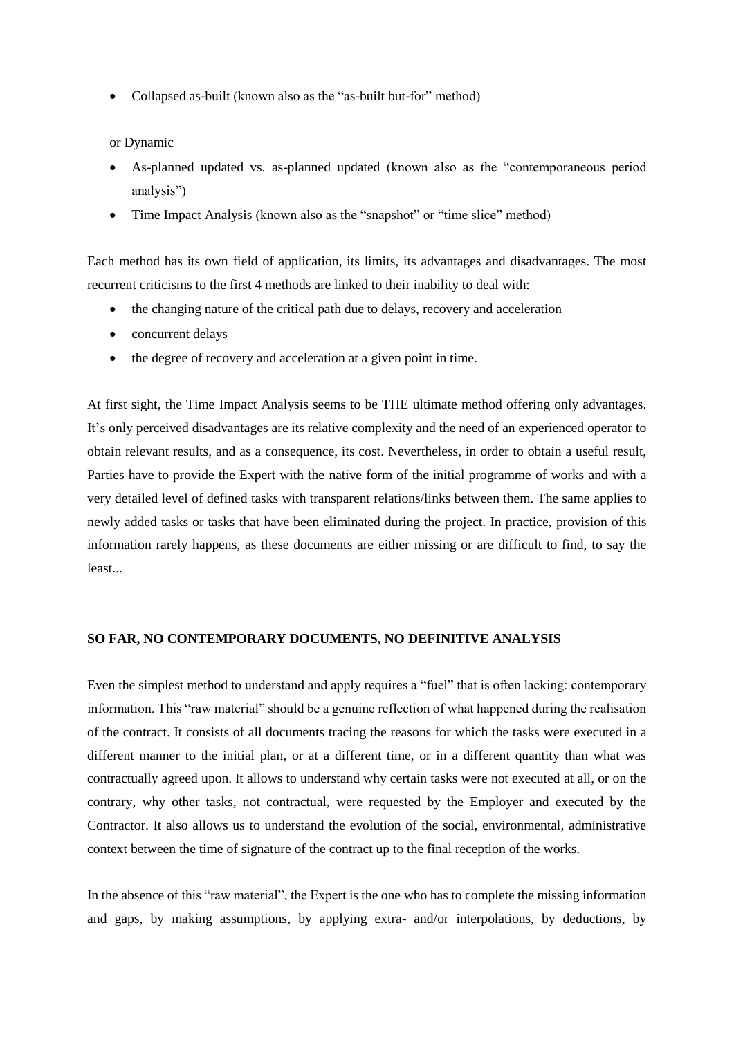- Collapsed as-built (known also as the “as-built but-for” method)

or Dynamic

- As-planned updated vs. as-planned updated (known also as the “contemporaneous period analysis”)
- Time Impact Analysis (known also as the “snapshot” or “time slice” method)

Each method has its own field of application, its limits, its advantages and disadvantages. The most recurrent criticisms to the first 4 methods are linked to their inability to deal with:

- the changing nature of the critical path due to delays, recovery and acceleration
- concurrent delays
- the degree of recovery and acceleration at a given point in time.

At first sight, the Time Impact Analysis seems to be THE ultimate method offering only advantages. It’s only perceived disadvantages are its relative complexity and the need of an experienced operator to obtain relevant results, and as a consequence, its cost. Nevertheless, in order to obtain a useful result, Parties have to provide the Expert with the native form of the initial programme of works and with a very detailed level of defined tasks with transparent relations/links between them. The same applies to newly added tasks or tasks that have been eliminated during the project. In practice, provision of this information rarely happens, as these documents are either missing or are difficult to find, to say the least...

**SO FAR, NO CONTEMPORARY DOCUMENTS, NO DEFINITIVE ANALYSIS**

Even the simplest method to understand and apply requires a “fuel” that is often lacking: contemporary information. This “raw material” should be a genuine reflection of what happened during the realisation of the contract. It consists of all documents tracing the reasons for which the tasks were executed in a different manner to the initial plan, or at a different time, or in a different quantity than what was contractually agreed upon. It allows to understand why certain tasks were not executed at all, or on the contrary, why other tasks, not contractual, were requested by the Employer and executed by the Contractor. It also allows us to understand the evolution of the social, environmental, administrative context between the time of signature of the contract up to the final reception of the works.

In the absence of this “raw material”, the Expert is the one who has to complete the missing information and gaps, by making assumptions, by applying extra- and/or interpolations, by deductions, by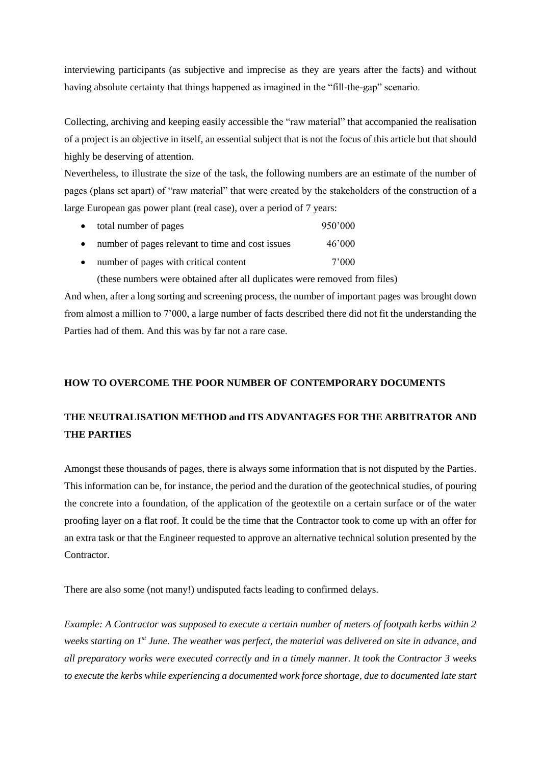interviewing participants (as subjective and imprecise as they are years after the facts) and without having absolute certainty that things happened as imagined in the "fill-the-gap" scenario.

Collecting, archiving and keeping easily accessible the "raw material" that accompanied the realisation of a project is an objective in itself, an essential subject that is not the focus of this article but that should highly be deserving of attention.

Nevertheless, to illustrate the size of the task, the following numbers are an estimate of the number of pages (plans set apart) of "raw material" that were created by the stakeholders of the construction of a large European gas power plant (real case), over a period of 7 years:

- total number of pages 950'000
- number of pages relevant to time and cost issues 46'000
- number of pages with critical content 7'000

(these numbers were obtained after all duplicates were removed from files)

And when, after a long sorting and screening process, the number of important pages was brought down from almost a million to 7'000, a large number of facts described there did not fit the understanding the Parties had of them. And this was by far not a rare case.

**HOW TO OVERCOME THE POOR NUMBER OF CONTEMPORARY DOCUMENTS**

**THE NEUTRALISATION METHOD and ITS ADVANTAGES FOR THE ARBITRATOR AND THE PARTIES**

Amongst these thousands of pages, there is always some information that is not disputed by the Parties. This information can be, for instance, the period and the duration of the geotechnical studies, of pouring the concrete into a foundation, of the application of the geotextile on a certain surface or of the water proofing layer on a flat roof. It could be the time that the Contractor took to come up with an offer for an extra task or that the Engineer requested to approve an alternative technical solution presented by the Contractor.

There are also some (not many!) undisputed facts leading to confirmed delays.

*Example: A Contractor was supposed to execute a certain number of meters of footpath kerbs within 2 weeks starting on 1st June. The weather was perfect, the material was delivered on site in advance, and all preparatory works were executed correctly and in a timely manner. It took the Contractor 3 weeks to execute the kerbs while experiencing a documented work force shortage, due to documented late start*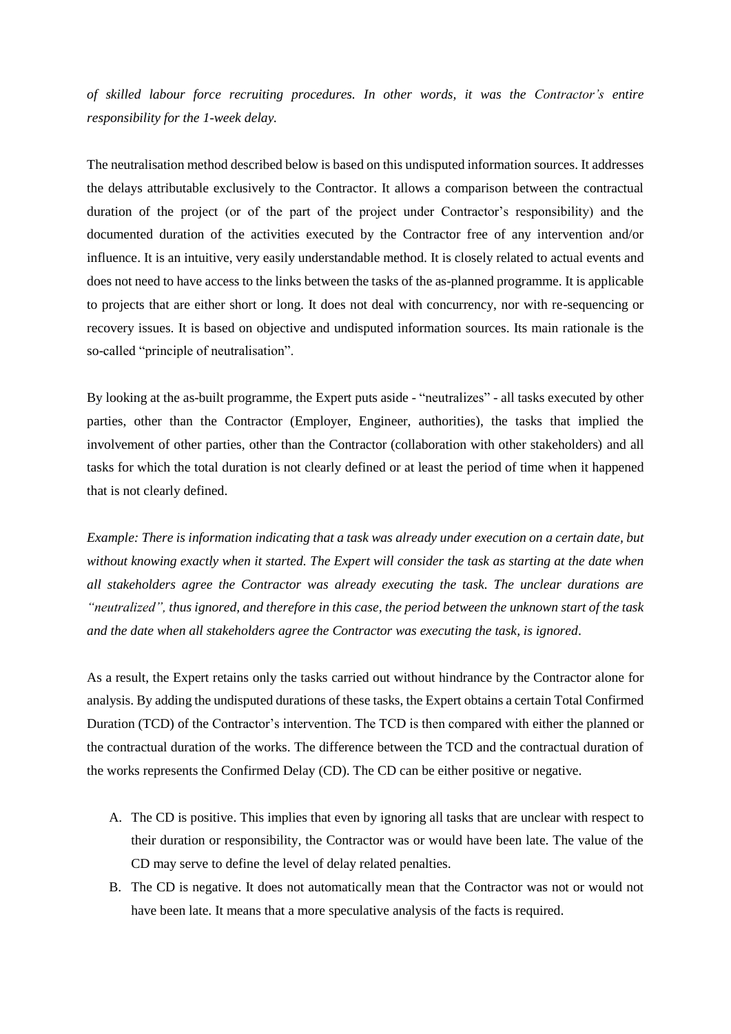*of skilled labour force recruiting procedures. In other words, it was the Contractor's entire responsibility for the 1-week delay.*

The neutralisation method described below is based on this undisputed information sources. It addresses the delays attributable exclusively to the Contractor. It allows a comparison between the contractual duration of the project (or of the part of the project under Contractor's responsibility) and the documented duration of the activities executed by the Contractor free of any intervention and/or influence. It is an intuitive, very easily understandable method. It is closely related to actual events and does not need to have access to the links between the tasks of the as-planned programme. It is applicable to projects that are either short or long. It does not deal with concurrency, nor with re-sequencing or recovery issues. It is based on objective and undisputed information sources. Its main rationale is the so-called "principle of neutralisation".

By looking at the as-built programme, the Expert puts aside - "neutralizes" - all tasks executed by other parties, other than the Contractor (Employer, Engineer, authorities), the tasks that implied the involvement of other parties, other than the Contractor (collaboration with other stakeholders) and all tasks for which the total duration is not clearly defined or at least the period of time when it happened that is not clearly defined.

*Example: There is information indicating that a task was already under execution on a certain date, but without knowing exactly when it started. The Expert will consider the task as starting at the date when all stakeholders agree the Contractor was already executing the task. The unclear durations are "neutralized", thus ignored, and therefore in this case, the period between the unknown start of the task and the date when all stakeholders agree the Contractor was executing the task, is ignored.*

As a result, the Expert retains only the tasks carried out without hindrance by the Contractor alone for analysis. By adding the undisputed durations of these tasks, the Expert obtains a certain Total Confirmed Duration (TCD) of the Contractor's intervention. The TCD is then compared with either the planned or the contractual duration of the works. The difference between the TCD and the contractual duration of the works represents the Confirmed Delay (CD). The CD can be either positive or negative.

A. The CD is positive. This implies that even by ignoring all tasks that are unclear with respect to their duration or responsibility, the Contractor was or would have been late. The value of the CD may serve to define the level of delay related penalties.
B. The CD is negative. It does not automatically mean that the Contractor was not or would not have been late. It means that a more speculative analysis of the facts is required.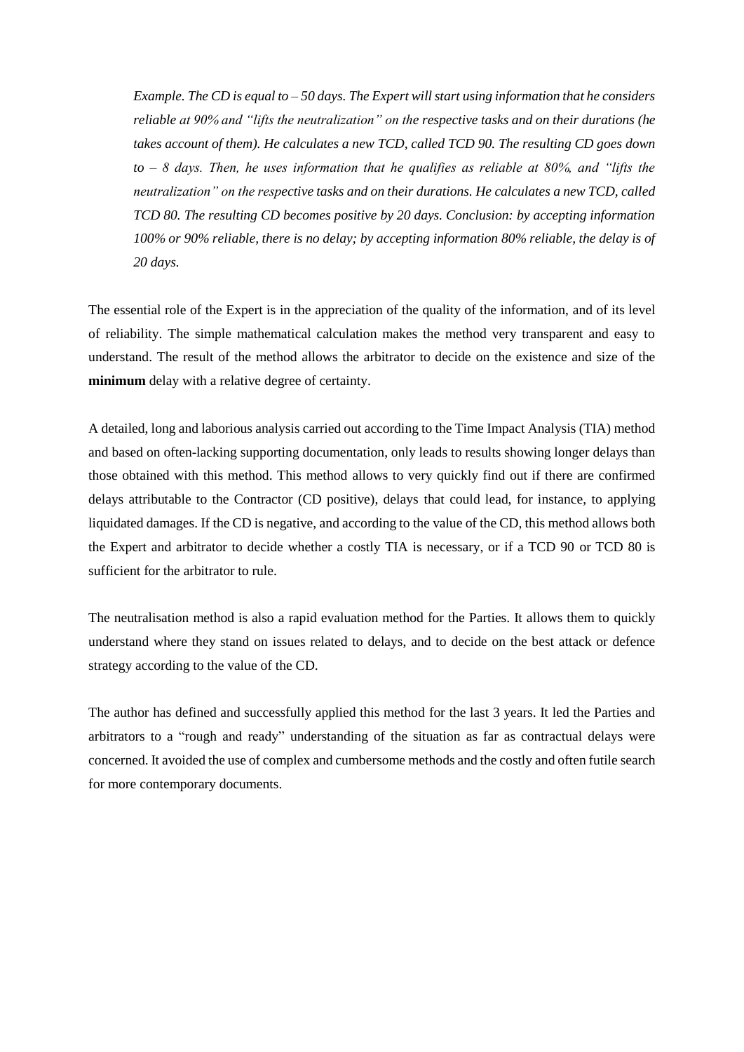*Example. The CD is equal to – 50 days. The Expert will start using information that he considers reliable at 90% and "lifts the neutralization" on the respective tasks and on their durations (he takes account of them). He calculates a new TCD, called TCD 90. The resulting CD goes down to – 8 days. Then, he uses information that he qualifies as reliable at 80%, and "lifts the neutralization" on the respective tasks and on their durations. He calculates a new TCD, called TCD 80. The resulting CD becomes positive by 20 days. Conclusion: by accepting information 100% or 90% reliable, there is no delay; by accepting information 80% reliable, the delay is of 20 days.*

The essential role of the Expert is in the appreciation of the quality of the information, and of its level of reliability. The simple mathematical calculation makes the method very transparent and easy to understand. The result of the method allows the arbitrator to decide on the existence and size of the **minimum** delay with a relative degree of certainty.

A detailed, long and laborious analysis carried out according to the Time Impact Analysis (TIA) method and based on often-lacking supporting documentation, only leads to results showing longer delays than those obtained with this method. This method allows to very quickly find out if there are confirmed delays attributable to the Contractor (CD positive), delays that could lead, for instance, to applying liquidated damages. If the CD is negative, and according to the value of the CD, this method allows both the Expert and arbitrator to decide whether a costly TIA is necessary, or if a TCD 90 or TCD 80 is sufficient for the arbitrator to rule.

The neutralisation method is also a rapid evaluation method for the Parties. It allows them to quickly understand where they stand on issues related to delays, and to decide on the best attack or defence strategy according to the value of the CD.

The author has defined and successfully applied this method for the last 3 years. It led the Parties and arbitrators to a "rough and ready" understanding of the situation as far as contractual delays were concerned. It avoided the use of complex and cumbersome methods and the costly and often futile search for more contemporary documents.